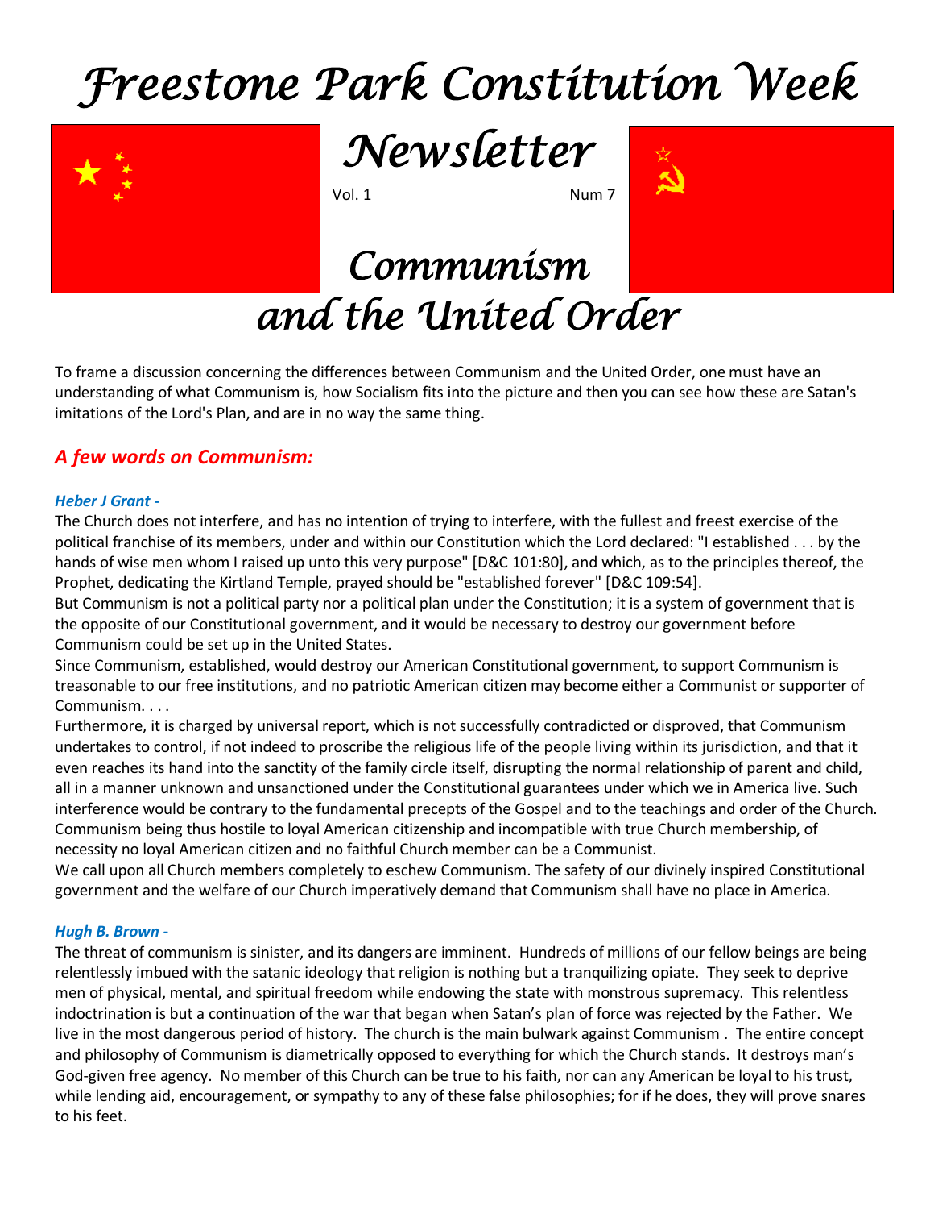# Freestone Park Constitution Week Newsletter

Vol. 1 Num 7

# Communism and the United Order

To frame a discussion concerning the differences between Communism and the United Order, one must have an understanding of what Communism is, how Socialism fits into the picture and then you can see how these are Satan's imitations of the Lord's Plan, and are in no way the same thing.

## *A few words on Communism:*

***Heber J Grant -***

The Church does not interfere, and has no intention of trying to interfere, with the fullest and freest exercise of the political franchise of its members, under and within our Constitution which the Lord declared: "I established . . . by the hands of wise men whom I raised up unto this very purpose" [D&C 101:80], and which, as to the principles thereof, the Prophet, dedicating the Kirtland Temple, prayed should be "established forever" [D&C 109:54].

But Communism is not a political party nor a political plan under the Constitution; it is a system of government that is the opposite of our Constitutional government, and it would be necessary to destroy our government before Communism could be set up in the United States.

Since Communism, established, would destroy our American Constitutional government, to support Communism is treasonable to our free institutions, and no patriotic American citizen may become either a Communist or supporter of Communism. . . .

Furthermore, it is charged by universal report, which is not successfully contradicted or disproved, that Communism undertakes to control, if not indeed to proscribe the religious life of the people living within its jurisdiction, and that it even reaches its hand into the sanctity of the family circle itself, disrupting the normal relationship of parent and child, all in a manner unknown and unsanctioned under the Constitutional guarantees under which we in America live. Such interference would be contrary to the fundamental precepts of the Gospel and to the teachings and order of the Church. Communism being thus hostile to loyal American citizenship and incompatible with true Church membership, of necessity no loyal American citizen and no faithful Church member can be a Communist.

We call upon all Church members completely to eschew Communism. The safety of our divinely inspired Constitutional government and the welfare of our Church imperatively demand that Communism shall have no place in America.

***Hugh B. Brown -***

The threat of communism is sinister, and its dangers are imminent. Hundreds of millions of our fellow beings are being relentlessly imbued with the satanic ideology that religion is nothing but a tranquilizing opiate. They seek to deprive men of physical, mental, and spiritual freedom while endowing the state with monstrous supremacy. This relentless indoctrination is but a continuation of the war that began when Satan's plan of force was rejected by the Father. We live in the most dangerous period of history. The church is the main bulwark against Communism . The entire concept and philosophy of Communism is diametrically opposed to everything for which the Church stands. It destroys man's God-given free agency. No member of this Church can be true to his faith, nor can any American be loyal to his trust, while lending aid, encouragement, or sympathy to any of these false philosophies; for if he does, they will prove snares to his feet.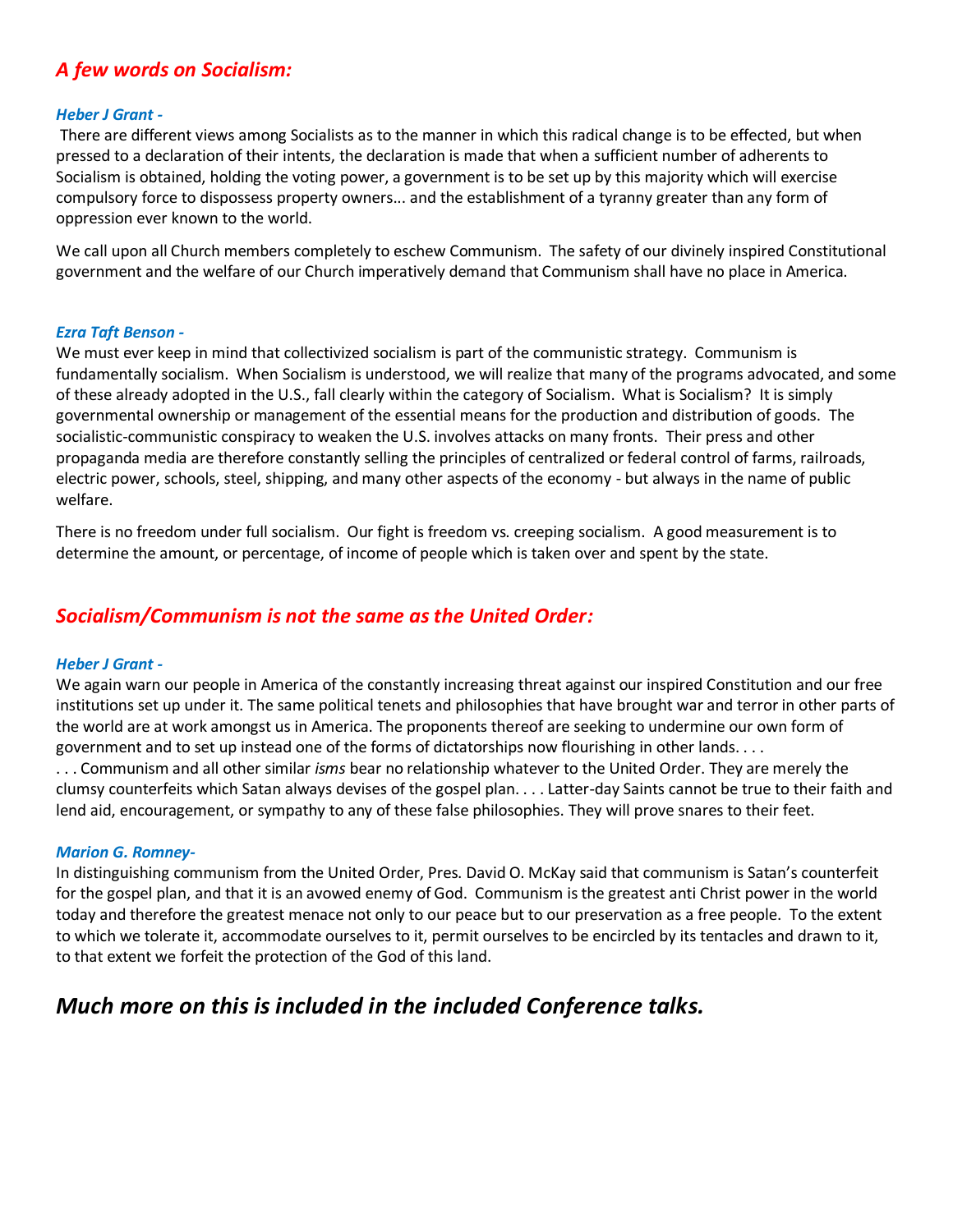## *A few words on Socialism:*

***Heber J Grant -***

There are different views among Socialists as to the manner in which this radical change is to be effected, but when pressed to a declaration of their intents, the declaration is made that when a sufficient number of adherents to Socialism is obtained, holding the voting power, a government is to be set up by this majority which will exercise compulsory force to dispossess property owners... and the establishment of a tyranny greater than any form of oppression ever known to the world.

We call upon all Church members completely to eschew Communism. The safety of our divinely inspired Constitutional government and the welfare of our Church imperatively demand that Communism shall have no place in America.

***Ezra Taft Benson -***

We must ever keep in mind that collectivized socialism is part of the communistic strategy. Communism is fundamentally socialism. When Socialism is understood, we will realize that many of the programs advocated, and some of these already adopted in the U.S., fall clearly within the category of Socialism. What is Socialism? It is simply governmental ownership or management of the essential means for the production and distribution of goods. The socialistic-communistic conspiracy to weaken the U.S. involves attacks on many fronts. Their press and other propaganda media are therefore constantly selling the principles of centralized or federal control of farms, railroads, electric power, schools, steel, shipping, and many other aspects of the economy - but always in the name of public welfare.

There is no freedom under full socialism. Our fight is freedom vs. creeping socialism. A good measurement is to determine the amount, or percentage, of income of people which is taken over and spent by the state.

## *Socialism/Communism is not the same as the United Order:*

***Heber J Grant -***

We again warn our people in America of the constantly increasing threat against our inspired Constitution and our free institutions set up under it. The same political tenets and philosophies that have brought war and terror in other parts of the world are at work amongst us in America. The proponents thereof are seeking to undermine our own form of government and to set up instead one of the forms of dictatorships now flourishing in other lands. . . .
. . . Communism and all other similar *isms* bear no relationship whatever to the United Order. They are merely the clumsy counterfeits which Satan always devises of the gospel plan. . . . Latter-day Saints cannot be true to their faith and lend aid, encouragement, or sympathy to any of these false philosophies. They will prove snares to their feet.

***Marion G. Romney-***

In distinguishing communism from the United Order, Pres. David O. McKay said that communism is Satan's counterfeit for the gospel plan, and that it is an avowed enemy of God. Communism is the greatest anti Christ power in the world today and therefore the greatest menace not only to our peace but to our preservation as a free people. To the extent to which we tolerate it, accommodate ourselves to it, permit ourselves to be encircled by its tentacles and drawn to it, to that extent we forfeit the protection of the God of this land.

## *Much more on this is included in the included Conference talks.*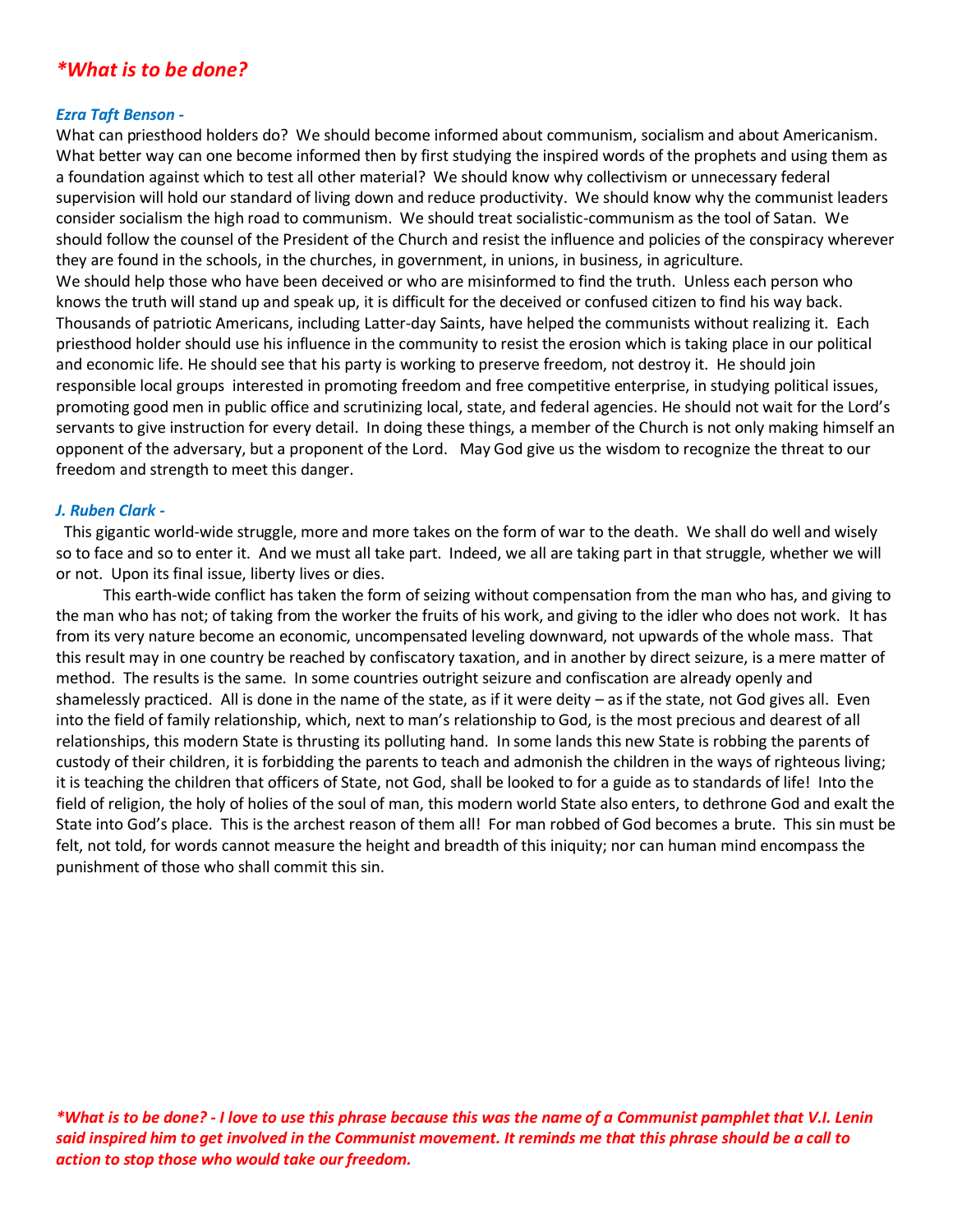## *What is to be done?*

### *Ezra Taft Benson -*

What can priesthood holders do? We should become informed about communism, socialism and about Americanism. What better way can one become informed then by first studying the inspired words of the prophets and using them as a foundation against which to test all other material? We should know why collectivism or unnecessary federal supervision will hold our standard of living down and reduce productivity. We should know why the communist leaders consider socialism the high road to communism. We should treat socialistic-communism as the tool of Satan. We should follow the counsel of the President of the Church and resist the influence and policies of the conspiracy wherever they are found in the schools, in the churches, in government, in unions, in business, in agriculture.

We should help those who have been deceived or who are misinformed to find the truth. Unless each person who knows the truth will stand up and speak up, it is difficult for the deceived or confused citizen to find his way back. Thousands of patriotic Americans, including Latter-day Saints, have helped the communists without realizing it. Each priesthood holder should use his influence in the community to resist the erosion which is taking place in our political and economic life. He should see that his party is working to preserve freedom, not destroy it. He should join responsible local groups interested in promoting freedom and free competitive enterprise, in studying political issues, promoting good men in public office and scrutinizing local, state, and federal agencies. He should not wait for the Lord's servants to give instruction for every detail. In doing these things, a member of the Church is not only making himself an opponent of the adversary, but a proponent of the Lord. May God give us the wisdom to recognize the threat to our freedom and strength to meet this danger.

### *J. Ruben Clark -*

This gigantic world-wide struggle, more and more takes on the form of war to the death. We shall do well and wisely so to face and so to enter it. And we must all take part. Indeed, we all are taking part in that struggle, whether we will or not. Upon its final issue, liberty lives or dies.

This earth-wide conflict has taken the form of seizing without compensation from the man who has, and giving to the man who has not; of taking from the worker the fruits of his work, and giving to the idler who does not work. It has from its very nature become an economic, uncompensated leveling downward, not upwards of the whole mass. That this result may in one country be reached by confiscatory taxation, and in another by direct seizure, is a mere matter of method. The results is the same. In some countries outright seizure and confiscation are already openly and shamelessly practiced. All is done in the name of the state, as if it were deity – as if the state, not God gives all. Even into the field of family relationship, which, next to man's relationship to God, is the most precious and dearest of all relationships, this modern State is thrusting its polluting hand. In some lands this new State is robbing the parents of custody of their children, it is forbidding the parents to teach and admonish the children in the ways of righteous living; it is teaching the children that officers of State, not God, shall be looked to for a guide as to standards of life! Into the field of religion, the holy of holies of the soul of man, this modern world State also enters, to dethrone God and exalt the State into God's place. This is the archest reason of them all! For man robbed of God becomes a brute. This sin must be felt, not told, for words cannot measure the height and breadth of this iniquity; nor can human mind encompass the punishment of those who shall commit this sin.

***What is to be done? - I love to use this phrase because this was the name of a Communist pamphlet that V.I. Lenin said inspired him to get involved in the Communist movement. It reminds me that this phrase should be a call to action to stop those who would take our freedom.***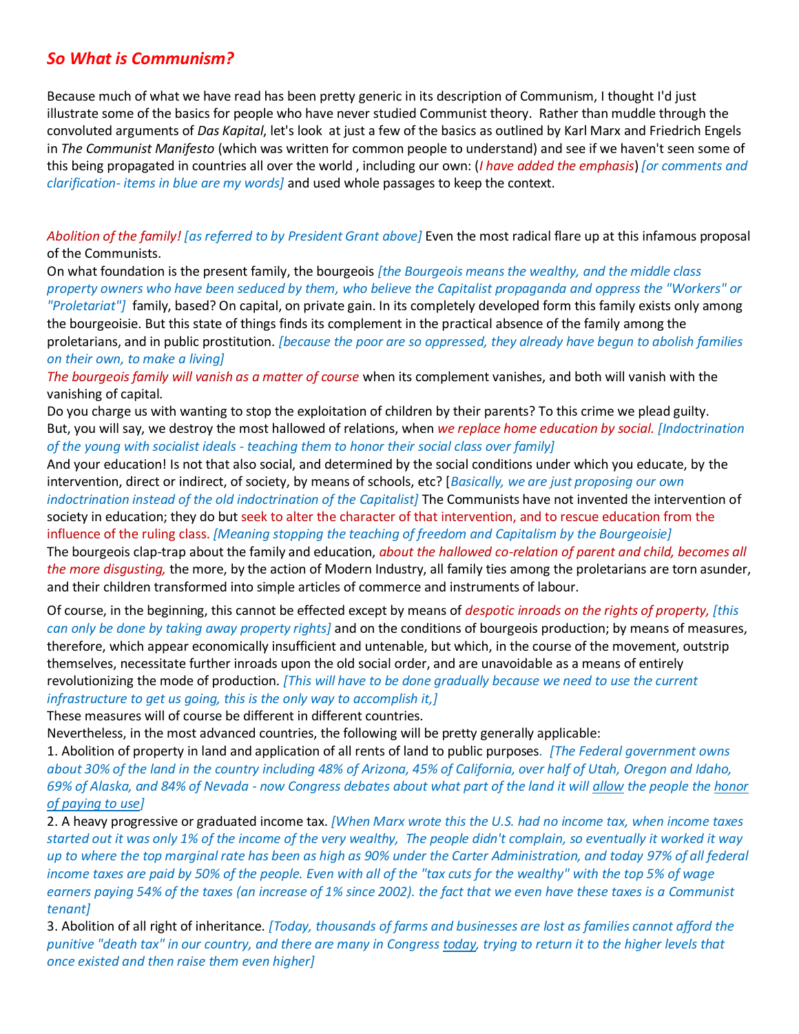## *So What is Communism?*

Because much of what we have read has been pretty generic in its description of Communism, I thought I'd just illustrate some of the basics for people who have never studied Communist theory. Rather than muddle through the convoluted arguments of *Das Kapital*, let's look at just a few of the basics as outlined by Karl Marx and Friedrich Engels in *The Communist Manifesto* (which was written for common people to understand) and see if we haven't seen some of this being propagated in countries all over the world , including our own: (*I have added the emphasis*) *[or comments and clarification- items in blue are my words]* and used whole passages to keep the context.

*Abolition of the family!* *[as referred to by President Grant above]* Even the most radical flare up at this infamous proposal of the Communists.

On what foundation is the present family, the bourgeois *[the Bourgeois means the wealthy, and the middle class property owners who have been seduced by them, who believe the Capitalist propaganda and oppress the "Workers" or "Proletariat"]* family, based? On capital, on private gain. In its completely developed form this family exists only among the bourgeoisie. But this state of things finds its complement in the practical absence of the family among the proletarians, and in public prostitution. *[because the poor are so oppressed, they already have begun to abolish families on their own, to make a living]*

*The bourgeois family will vanish as a matter of course* when its complement vanishes, and both will vanish with the vanishing of capital.

Do you charge us with wanting to stop the exploitation of children by their parents? To this crime we plead guilty.

But, you will say, we destroy the most hallowed of relations, when *we replace home education by social.* *[Indoctrination of the young with socialist ideals - teaching them to honor their social class over family]*

And your education! Is not that also social, and determined by the social conditions under which you educate, by the intervention, direct or indirect, of society, by means of schools, etc? [*Basically, we are just proposing our own indoctrination instead of the old indoctrination of the Capitalist]* The Communists have not invented the intervention of society in education; they do but seek to alter the character of that intervention, and to rescue education from the influence of the ruling class. *[Meaning stopping the teaching of freedom and Capitalism by the Bourgeoisie]*

The bourgeois clap-trap about the family and education, *about the hallowed co-relation of parent and child, becomes all the more disgusting,* the more, by the action of Modern Industry, all family ties among the proletarians are torn asunder, and their children transformed into simple articles of commerce and instruments of labour.

Of course, in the beginning, this cannot be effected except by means of *despotic inroads on the rights of property, [this can only be done by taking away property rights]* and on the conditions of bourgeois production; by means of measures, therefore, which appear economically insufficient and untenable, but which, in the course of the movement, outstrip themselves, necessitate further inroads upon the old social order, and are unavoidable as a means of entirely revolutionizing the mode of production. *[This will have to be done gradually because we need to use the current infrastructure to get us going, this is the only way to accomplish it,]*

These measures will of course be different in different countries.

Nevertheless, in the most advanced countries, the following will be pretty generally applicable:

1. Abolition of property in land and application of all rents of land to public purposes. *[The Federal government owns about 30% of the land in the country including 48% of Arizona, 45% of California, over half of Utah, Oregon and Idaho, 69% of Alaska, and 84% of Nevada - now Congress debates about what part of the land it will <u>allow</u> the people the <u>honor of paying to use</u>]*
2. A heavy progressive or graduated income tax. *[When Marx wrote this the U.S. had no income tax, when income taxes started out it was only 1% of the income of the very wealthy, The people didn't complain, so eventually it worked it way up to where the top marginal rate has been as high as 90% under the Carter Administration, and today 97% of all federal income taxes are paid by 50% of the people. Even with all of the "tax cuts for the wealthy" with the top 5% of wage earners paying 54% of the taxes (an increase of 1% since 2002). the fact that we even have these taxes is a Communist tenant]*
3. Abolition of all right of inheritance. *[Today, thousands of farms and businesses are lost as families cannot afford the punitive "death tax" in our country, and there are many in Congress <u>today</u>, trying to return it to the higher levels that once existed and then raise them even higher]*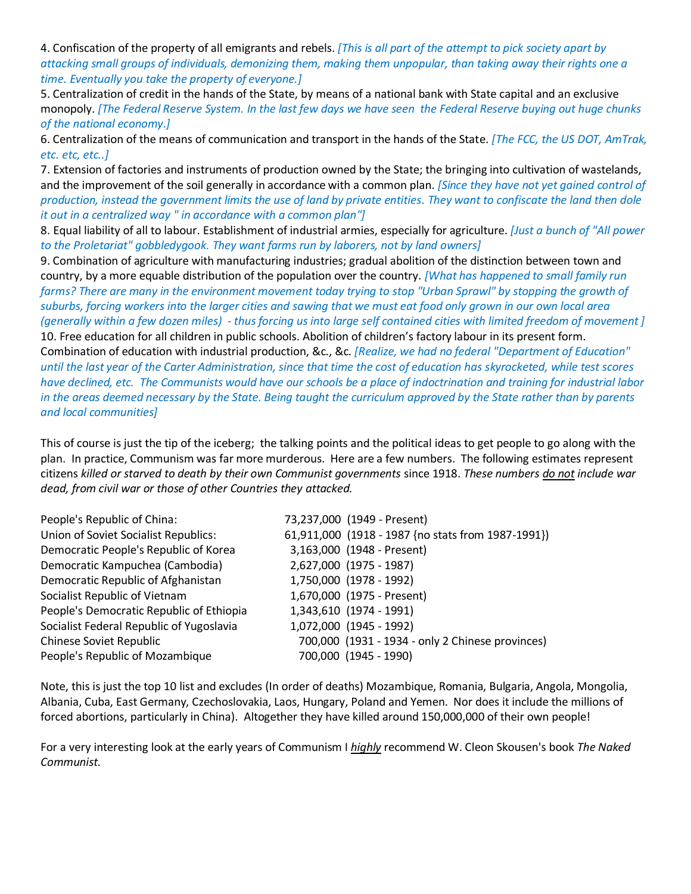4. Confiscation of the property of all emigrants and rebels. *[This is all part of the attempt to pick society apart by attacking small groups of individuals, demonizing them, making them unpopular, than taking away their rights one a time. Eventually you take the property of everyone.]*
5. Centralization of credit in the hands of the State, by means of a national bank with State capital and an exclusive monopoly. *[The Federal Reserve System. In the last few days we have seen the Federal Reserve buying out huge chunks of the national economy.]*
6. Centralization of the means of communication and transport in the hands of the State. *[The FCC, the US DOT, AmTrak, etc. etc, etc..]*
7. Extension of factories and instruments of production owned by the State; the bringing into cultivation of wastelands, and the improvement of the soil generally in accordance with a common plan. *[Since they have not yet gained control of production, instead the government limits the use of land by private entities. They want to confiscate the land then dole it out in a centralized way " in accordance with a common plan"]*
8. Equal liability of all to labour. Establishment of industrial armies, especially for agriculture. *[Just a bunch of "All power to the Proletariat" gobbledygook. They want farms run by laborers, not by land owners]*
9. Combination of agriculture with manufacturing industries; gradual abolition of the distinction between town and country, by a more equable distribution of the population over the country. *[What has happened to small family run farms? There are many in the environment movement today trying to stop "Urban Sprawl" by stopping the growth of suburbs, forcing workers into the larger cities and sawing that we must eat food only grown in our own local area (generally within a few dozen miles) - thus forcing us into large self contained cities with limited freedom of movement ]*
10. Free education for all children in public schools. Abolition of children's factory labour in its present form. Combination of education with industrial production, &c., &c. *[Realize, we had no federal "Department of Education" until the last year of the Carter Administration, since that time the cost of education has skyrocketed, while test scores have declined, etc. The Communists would have our schools be a place of indoctrination and training for industrial labor in the areas deemed necessary by the State. Being taught the curriculum approved by the State rather than by parents and local communities]*

This of course is just the tip of the iceberg; the talking points and the political ideas to get people to go along with the plan. In practice, Communism was far more murderous. Here are a few numbers. The following estimates represent citizens *killed or starved to death by their own Communist governments* since 1918. *These numbers do not include war dead, from civil war or those of other Countries they attacked.*

| | |
|---|---|
| People's Republic of China: | 73,237,000 (1949 - Present) |
| Union of Soviet Socialist Republics: | 61,911,000 (1918 - 1987 {no stats from 1987-1991}) |
| Democratic People's Republic of Korea | 3,163,000 (1948 - Present) |
| Democratic Kampuchea (Cambodia) | 2,627,000 (1975 - 1987) |
| Democratic Republic of Afghanistan | 1,750,000 (1978 - 1992) |
| Socialist Republic of Vietnam | 1,670,000 (1975 - Present) |
| People's Democratic Republic of Ethiopia | 1,343,610 (1974 - 1991) |
| Socialist Federal Republic of Yugoslavia | 1,072,000 (1945 - 1992) |
| Chinese Soviet Republic | 700,000 (1931 - 1934 - only 2 Chinese provinces) |
| People's Republic of Mozambique | 700,000 (1945 - 1990) |

Note, this is just the top 10 list and excludes (In order of deaths) Mozambique, Romania, Bulgaria, Angola, Mongolia, Albania, Cuba, East Germany, Czechoslovakia, Laos, Hungary, Poland and Yemen. Nor does it include the millions of forced abortions, particularly in China). Altogether they have killed around 150,000,000 of their own people!

For a very interesting look at the early years of Communism I ***highly*** recommend W. Cleon Skousen's book *The Naked Communist.*